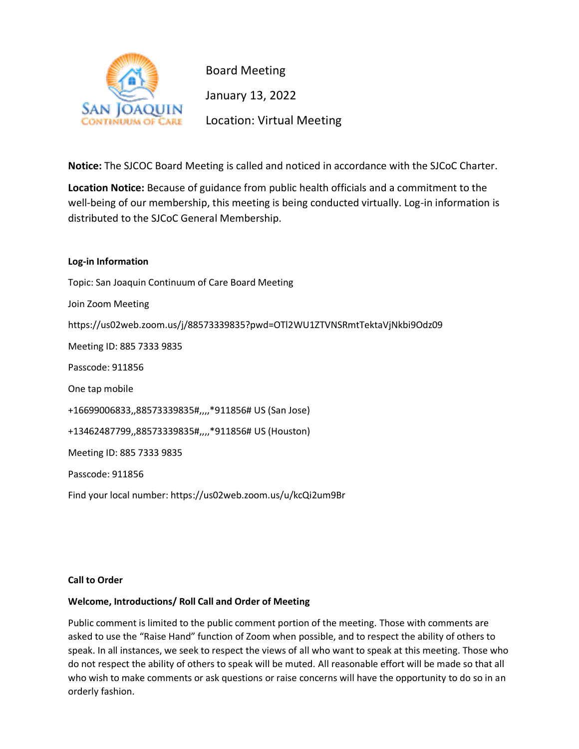SAN JOAQUIN CONTINUUM OF CARE

Board Meeting

January 13, 2022

Location: Virtual Meeting

**Notice:** The SJCOC Board Meeting is called and noticed in accordance with the SJCoC Charter.

**Location Notice:** Because of guidance from public health officials and a commitment to the well-being of our membership, this meeting is being conducted virtually. Log-in information is distributed to the SJCoC General Membership.

**Log-in Information**

Topic: San Joaquin Continuum of Care Board Meeting

Join Zoom Meeting

https://us02web.zoom.us/j/88573339835?pwd=OTl2WU1ZTVNSRmtTektaVjNkbi9Odz09

Meeting ID: 885 7333 9835

Passcode: 911856

One tap mobile

+16699006833,,88573339835#,,,,*911856# US (San Jose)

+13462487799,,88573339835#,,,,*911856# US (Houston)

Meeting ID: 885 7333 9835

Passcode: 911856

Find your local number: https://us02web.zoom.us/u/kcQi2um9Br

**Call to Order**

**Welcome, Introductions/ Roll Call and Order of Meeting**

Public comment is limited to the public comment portion of the meeting. Those with comments are asked to use the "Raise Hand" function of Zoom when possible, and to respect the ability of others to speak. In all instances, we seek to respect the views of all who want to speak at this meeting. Those who do not respect the ability of others to speak will be muted. All reasonable effort will be made so that all who wish to make comments or ask questions or raise concerns will have the opportunity to do so in an orderly fashion.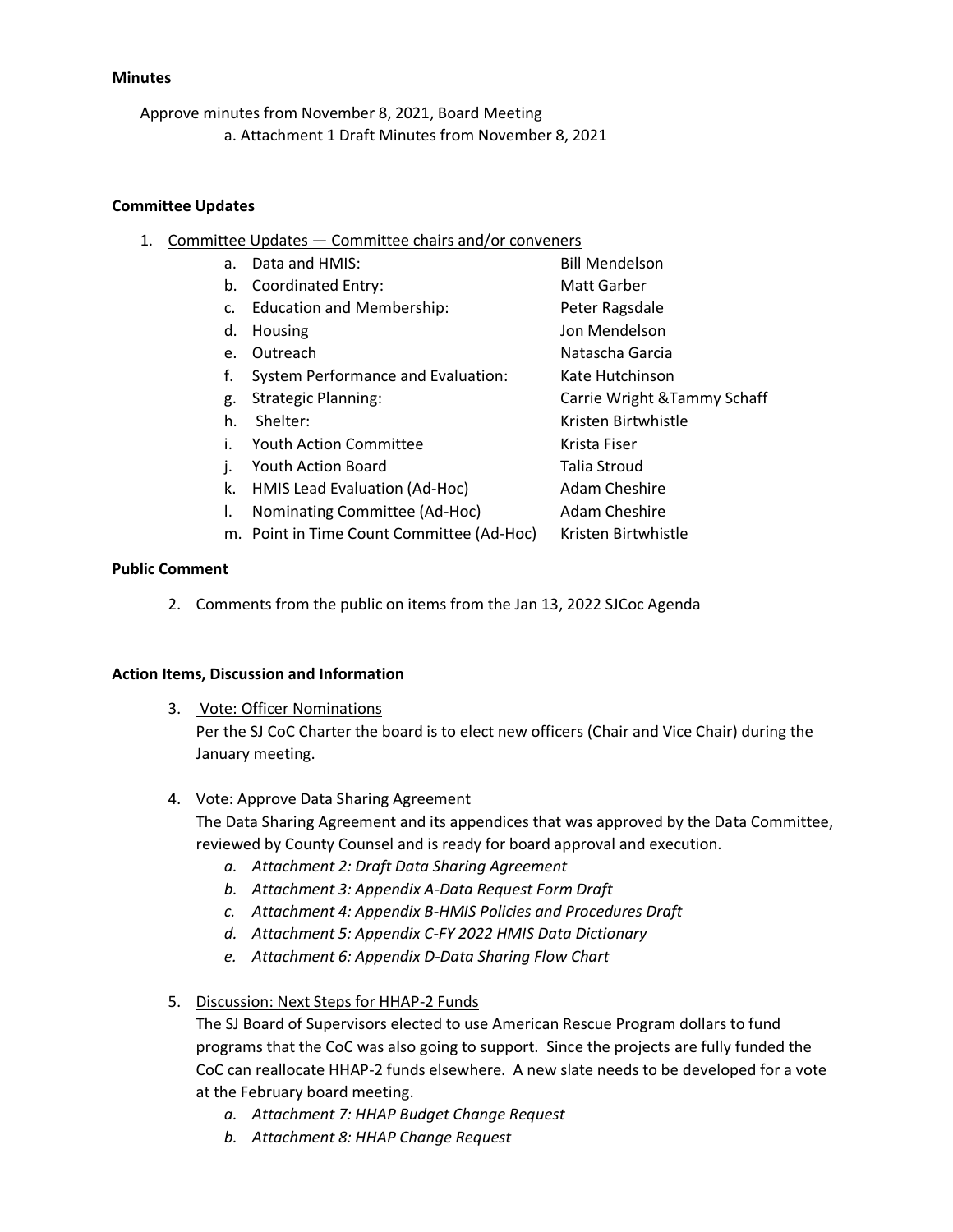**Minutes**

Approve minutes from November 8, 2021, Board Meeting

a. Attachment 1 Draft Minutes from November 8, 2021

**Committee Updates**

1. Committee Updates — Committee chairs and/or conveners
   a. Data and HMIS: Bill Mendelson
   b. Coordinated Entry: Matt Garber
   c. Education and Membership: Peter Ragsdale
   d. Housing Jon Mendelson
   e. Outreach Natascha Garcia
   f. System Performance and Evaluation: Kate Hutchinson
   g. Strategic Planning: Carrie Wright &Tammy Schaff
   h. Shelter: Kristen Birtwhistle
   i. Youth Action Committee Krista Fiser
   j. Youth Action Board Talia Stroud
   k. HMIS Lead Evaluation (Ad-Hoc) Adam Cheshire
   l. Nominating Committee (Ad-Hoc) Adam Cheshire
   m. Point in Time Count Committee (Ad-Hoc) Kristen Birtwhistle

**Public Comment**

2. Comments from the public on items from the Jan 13, 2022 SJCoc Agenda

**Action Items, Discussion and Information**

3. Vote: Officer Nominations
   Per the SJ CoC Charter the board is to elect new officers (Chair and Vice Chair) during the January meeting.

4. Vote: Approve Data Sharing Agreement
   The Data Sharing Agreement and its appendices that was approved by the Data Committee, reviewed by County Counsel and is ready for board approval and execution.
   *a. Attachment 2: Draft Data Sharing Agreement*
   *b. Attachment 3: Appendix A-Data Request Form Draft*
   *c. Attachment 4: Appendix B-HMIS Policies and Procedures Draft*
   *d. Attachment 5: Appendix C-FY 2022 HMIS Data Dictionary*
   *e. Attachment 6: Appendix D-Data Sharing Flow Chart*

5. Discussion: Next Steps for HHAP-2 Funds
   The SJ Board of Supervisors elected to use American Rescue Program dollars to fund programs that the CoC was also going to support. Since the projects are fully funded the CoC can reallocate HHAP-2 funds elsewhere. A new slate needs to be developed for a vote at the February board meeting.
   *a. Attachment 7: HHAP Budget Change Request*
   *b. Attachment 8: HHAP Change Request*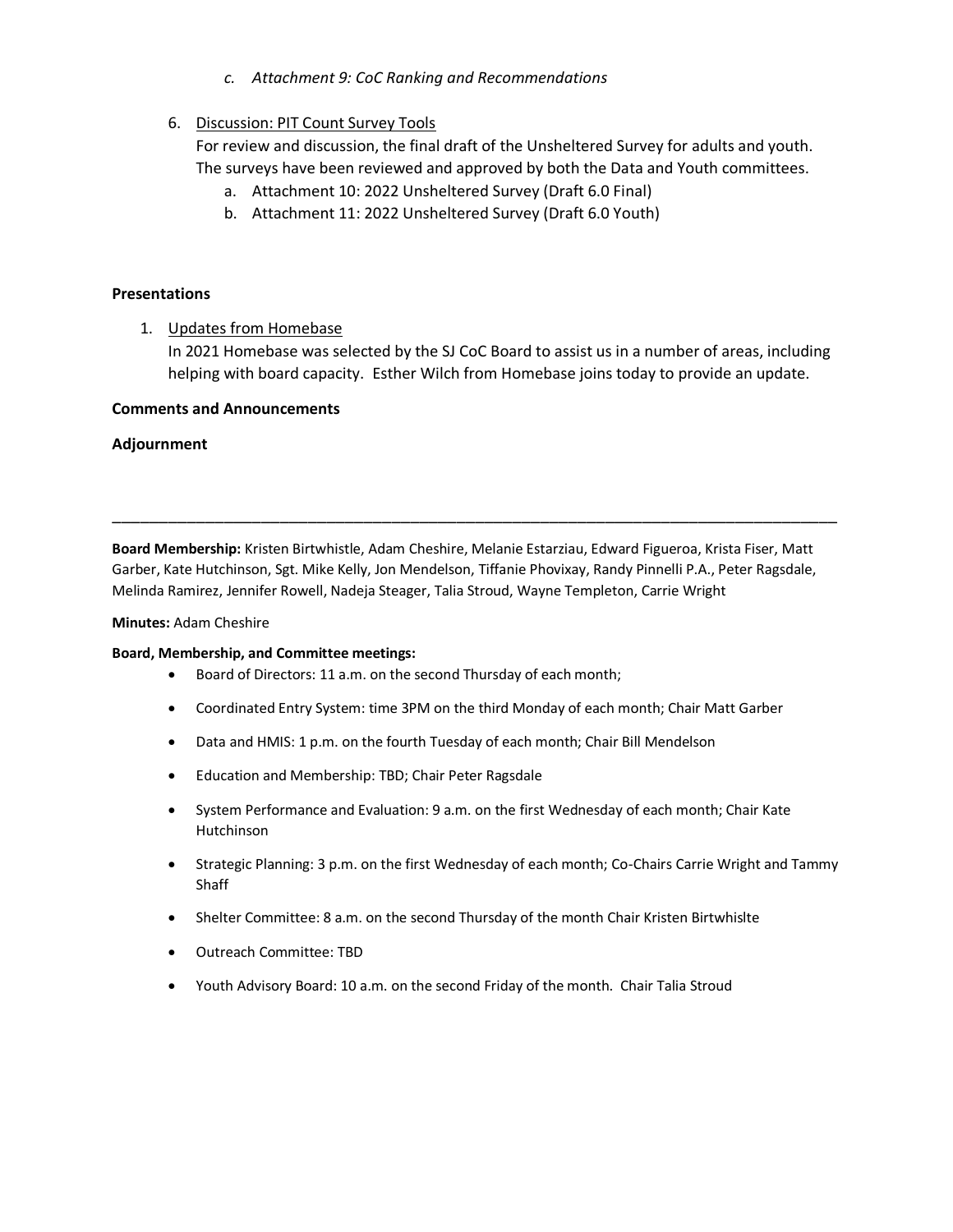c. *Attachment 9: CoC Ranking and Recommendations*

6. Discussion: PIT Count Survey Tools
   For review and discussion, the final draft of the Unsheltered Survey for adults and youth. The surveys have been reviewed and approved by both the Data and Youth committees.
   a. Attachment 10: 2022 Unsheltered Survey (Draft 6.0 Final)
   b. Attachment 11: 2022 Unsheltered Survey (Draft 6.0 Youth)

**Presentations**

1. Updates from Homebase
   In 2021 Homebase was selected by the SJ CoC Board to assist us in a number of areas, including helping with board capacity. Esther Wilch from Homebase joins today to provide an update.

**Comments and Announcements**

**Adjournment**

---

**Board Membership:** Kristen Birtwhistle, Adam Cheshire, Melanie Estarziau, Edward Figueroa, Krista Fiser, Matt Garber, Kate Hutchinson, Sgt. Mike Kelly, Jon Mendelson, Tiffanie Phovixay, Randy Pinnelli P.A., Peter Ragsdale, Melinda Ramirez, Jennifer Rowell, Nadeja Steager, Talia Stroud, Wayne Templeton, Carrie Wright

**Minutes:** Adam Cheshire

**Board, Membership, and Committee meetings:**

- Board of Directors: 11 a.m. on the second Thursday of each month;
- Coordinated Entry System: time 3PM on the third Monday of each month; Chair Matt Garber
- Data and HMIS: 1 p.m. on the fourth Tuesday of each month; Chair Bill Mendelson
- Education and Membership: TBD; Chair Peter Ragsdale
- System Performance and Evaluation: 9 a.m. on the first Wednesday of each month; Chair Kate Hutchinson
- Strategic Planning: 3 p.m. on the first Wednesday of each month; Co-Chairs Carrie Wright and Tammy Shaff
- Shelter Committee: 8 a.m. on the second Thursday of the month Chair Kristen Birtwhislte
- Outreach Committee: TBD
- Youth Advisory Board: 10 a.m. on the second Friday of the month. Chair Talia Stroud